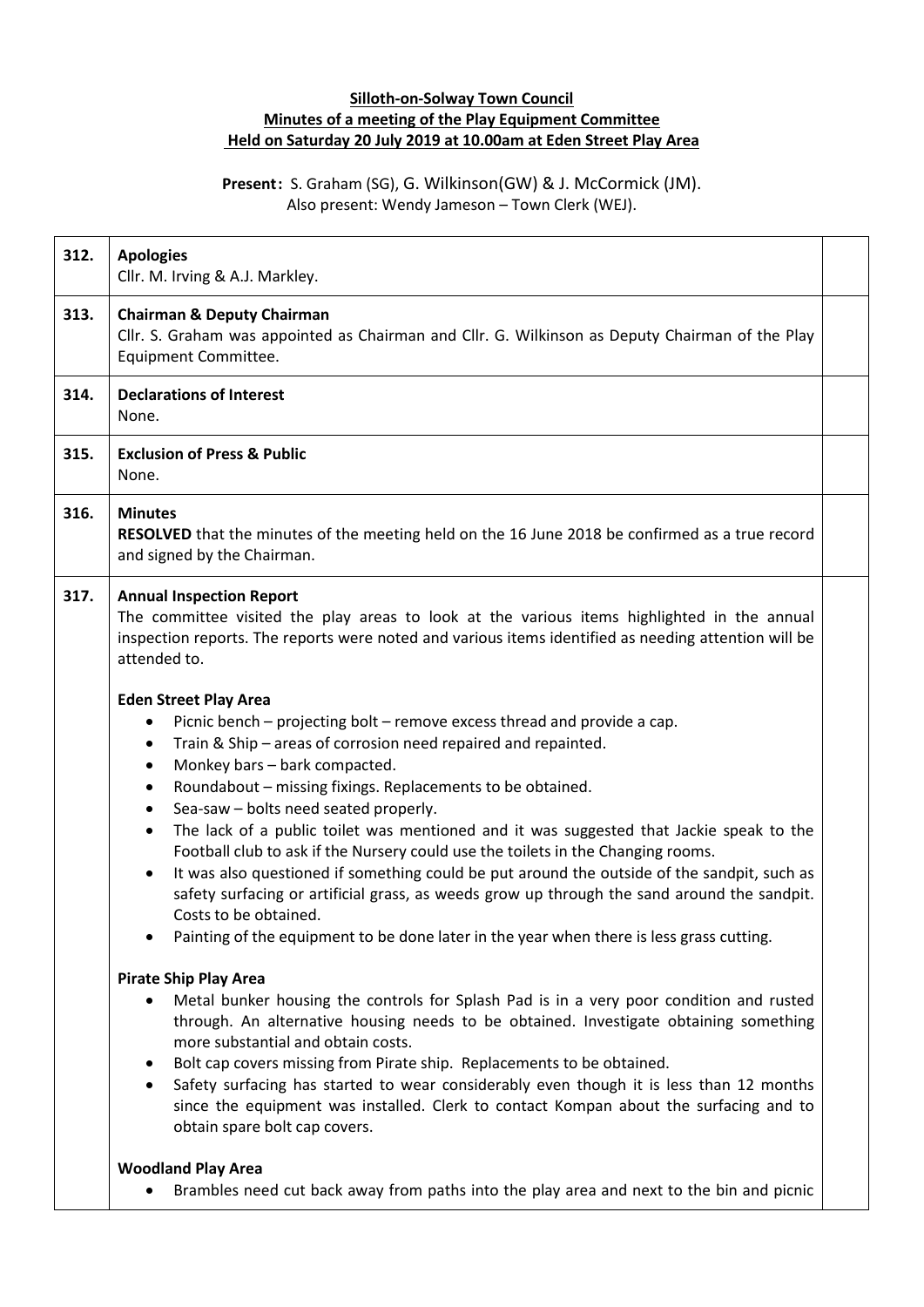**Silloth-on-Solway Town Council**
**Minutes of a meeting of the Play Equipment Committee**
**Held on Saturday 20 July 2019 at 10.00am at Eden Street Play Area**

**Present:** S. Graham (SG), G. Wilkinson(GW) & J. McCormick (JM).
Also present: Wendy Jameson – Town Clerk (WEJ).

| | | |
|---|---|---|
| 312. | **Apologies**<br>Cllr. M. Irving & A.J. Markley. | |
| 313. | **Chairman & Deputy Chairman**<br>Cllr. S. Graham was appointed as Chairman and Cllr. G. Wilkinson as Deputy Chairman of the Play Equipment Committee. | |
| 314. | **Declarations of Interest**<br>None. | |
| 315. | **Exclusion of Press & Public**<br>None. | |
| 316. | **Minutes**<br>**RESOLVED** that the minutes of the meeting held on the 16 June 2018 be confirmed as a true record and signed by the Chairman. | |
| 317. | **Annual Inspection Report**<br>The committee visited the play areas to look at the various items highlighted in the annual inspection reports. The reports were noted and various items identified as needing attention will be attended to.<br><br>**Eden Street Play Area**<br>• Picnic bench – projecting bolt – remove excess thread and provide a cap.<br>• Train & Ship – areas of corrosion need repaired and repainted.<br>• Monkey bars – bark compacted.<br>• Roundabout – missing fixings. Replacements to be obtained.<br>• Sea-saw – bolts need seated properly.<br>• The lack of a public toilet was mentioned and it was suggested that Jackie speak to the Football club to ask if the Nursery could use the toilets in the Changing rooms.<br>• It was also questioned if something could be put around the outside of the sandpit, such as safety surfacing or artificial grass, as weeds grow up through the sand around the sandpit. Costs to be obtained.<br>• Painting of the equipment to be done later in the year when there is less grass cutting.<br><br>**Pirate Ship Play Area**<br>• Metal bunker housing the controls for Splash Pad is in a very poor condition and rusted through. An alternative housing needs to be obtained. Investigate obtaining something more substantial and obtain costs.<br>• Bolt cap covers missing from Pirate ship. Replacements to be obtained.<br>• Safety surfacing has started to wear considerably even though it is less than 12 months since the equipment was installed. Clerk to contact Kompan about the surfacing and to obtain spare bolt cap covers.<br><br>**Woodland Play Area**<br>• Brambles need cut back away from paths into the play area and next to the bin and picnic | |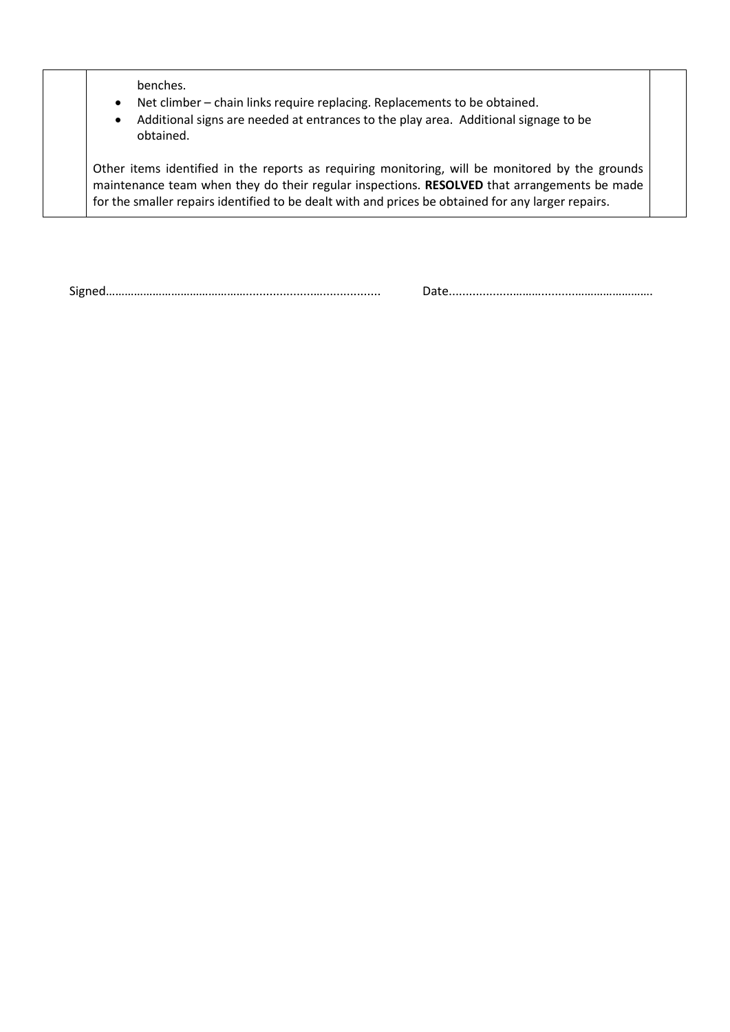| | | |
|---|---|---|
| | benches.<br>• Net climber – chain links require replacing. Replacements to be obtained.<br>• Additional signs are needed at entrances to the play area. Additional signage to be obtained.<br><br>Other items identified in the reports as requiring monitoring, will be monitored by the grounds maintenance team when they do their regular inspections. **RESOLVED** that arrangements be made for the smaller repairs identified to be dealt with and prices be obtained for any larger repairs. | |

Signed……………………………………………………………………….. Date………………………………………………………